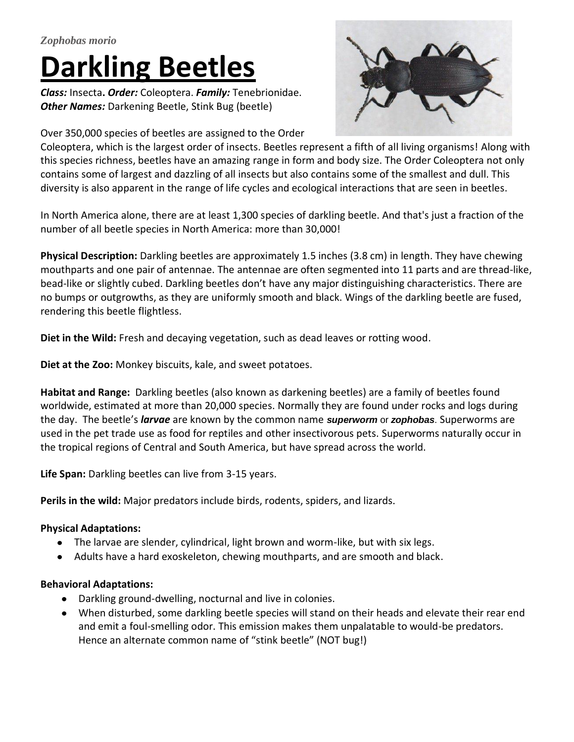*Zophobas morio*

# Darling Beetles

***Class:*** Insecta. ***Order:*** Coleoptera. ***Family:*** Tenebrionidae.
***Other Names:*** Darkening Beetle, Stink Bug (beetle)

Over 350,000 species of beetles are assigned to the Order Coleoptera, which is the largest order of insects. Beetles represent a fifth of all living organisms! Along with this species richness, beetles have an amazing range in form and body size. The Order Coleoptera not only contains some of largest and dazzling of all insects but also contains some of the smallest and dull. This diversity is also apparent in the range of life cycles and ecological interactions that are seen in beetles.

In North America alone, there are at least 1,300 species of darkling beetle. And that's just a fraction of the number of all beetle species in North America: more than 30,000!

**Physical Description:** Darkling beetles are approximately 1.5 inches (3.8 cm) in length. They have chewing mouthparts and one pair of antennae. The antennae are often segmented into 11 parts and are thread-like, bead-like or slightly cubed. Darkling beetles don't have any major distinguishing characteristics. There are no bumps or outgrowths, as they are uniformly smooth and black. Wings of the darkling beetle are fused, rendering this beetle flightless.

**Diet in the Wild:** Fresh and decaying vegetation, such as dead leaves or rotting wood.

**Diet at the Zoo:** Monkey biscuits, kale, and sweet potatoes.

**Habitat and Range:** Darkling beetles (also known as darkening beetles) are a family of beetles found worldwide, estimated at more than 20,000 species. Normally they are found under rocks and logs during the day. The beetle's ***larvae*** are known by the common name ***superworm*** or ***zophobas***. Superworms are used in the pet trade use as food for reptiles and other insectivorous pets. Superworms naturally occur in the tropical regions of Central and South America, but have spread across the world.

**Life Span:** Darkling beetles can live from 3-15 years.

**Perils in the wild:** Major predators include birds, rodents, spiders, and lizards.

**Physical Adaptations:**

- The larvae are slender, cylindrical, light brown and worm-like, but with six legs.
- Adults have a hard exoskeleton, chewing mouthparts, and are smooth and black.

**Behavioral Adaptations:**

- Darkling ground-dwelling, nocturnal and live in colonies.
- When disturbed, some darkling beetle species will stand on their heads and elevate their rear end and emit a foul-smelling odor. This emission makes them unpalatable to would-be predators. Hence an alternate common name of "stink beetle" (NOT bug!)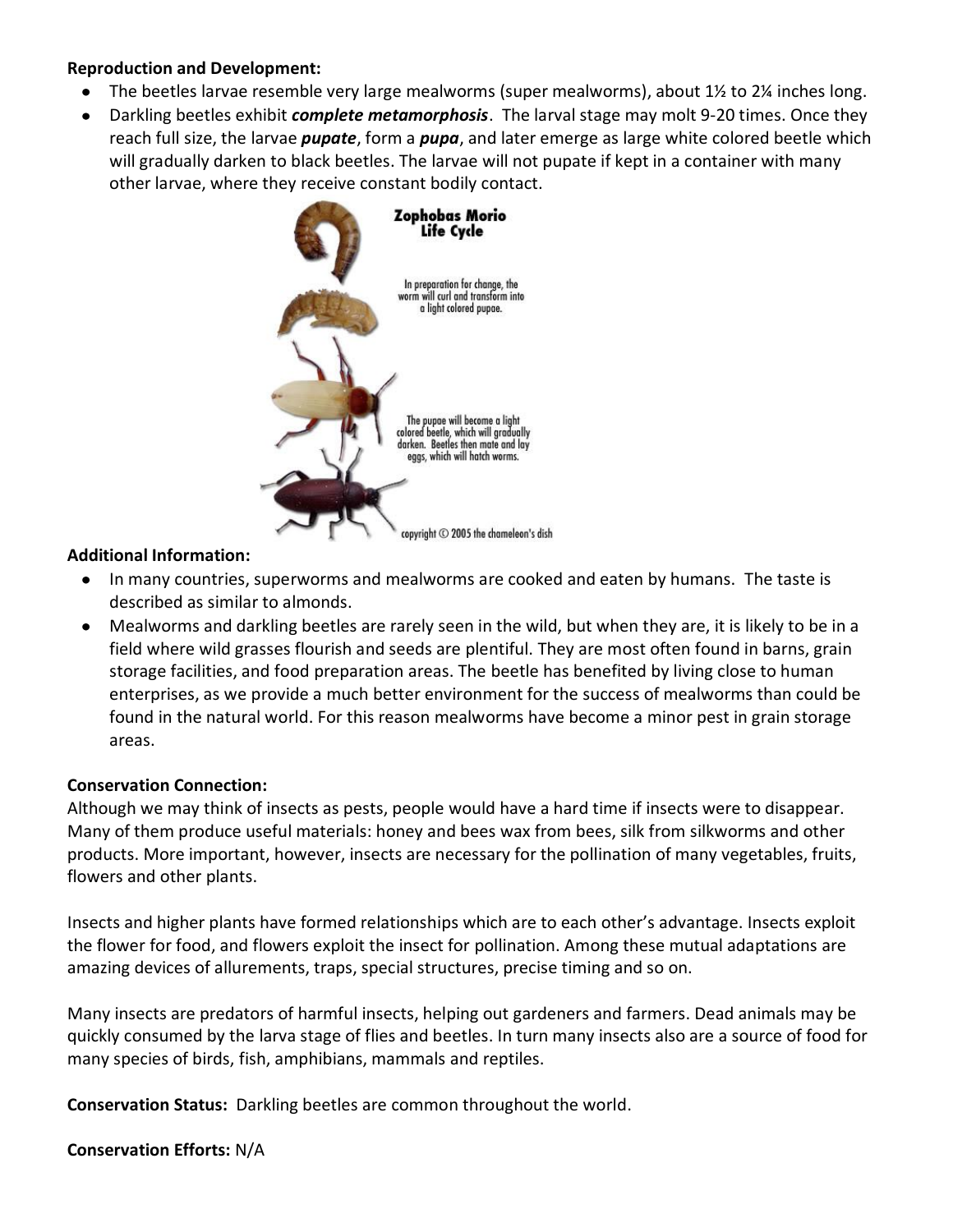**Reproduction and Development:**

- The beetles larvae resemble very large mealworms (super mealworms), about 1½ to 2¼ inches long.
- Darkling beetles exhibit ***complete metamorphosis***. The larval stage may molt 9-20 times. Once they reach full size, the larvae ***pupate***, form a ***pupa***, and later emerge as large white colored beetle which will gradually darken to black beetles. The larvae will not pupate if kept in a container with many other larvae, where they receive constant bodily contact.

**Additional Information:**

- In many countries, superworms and mealworms are cooked and eaten by humans. The taste is described as similar to almonds.
- Mealworms and darkling beetles are rarely seen in the wild, but when they are, it is likely to be in a field where wild grasses flourish and seeds are plentiful. They are most often found in barns, grain storage facilities, and food preparation areas. The beetle has benefited by living close to human enterprises, as we provide a much better environment for the success of mealworms than could be found in the natural world. For this reason mealworms have become a minor pest in grain storage areas.

**Conservation Connection:**

Although we may think of insects as pests, people would have a hard time if insects were to disappear. Many of them produce useful materials: honey and bees wax from bees, silk from silkworms and other products. More important, however, insects are necessary for the pollination of many vegetables, fruits, flowers and other plants.

Insects and higher plants have formed relationships which are to each other's advantage. Insects exploit the flower for food, and flowers exploit the insect for pollination. Among these mutual adaptations are amazing devices of allurements, traps, special structures, precise timing and so on.

Many insects are predators of harmful insects, helping out gardeners and farmers. Dead animals may be quickly consumed by the larva stage of flies and beetles. In turn many insects also are a source of food for many species of birds, fish, amphibians, mammals and reptiles.

**Conservation Status:** Darkling beetles are common throughout the world.

**Conservation Efforts:** N/A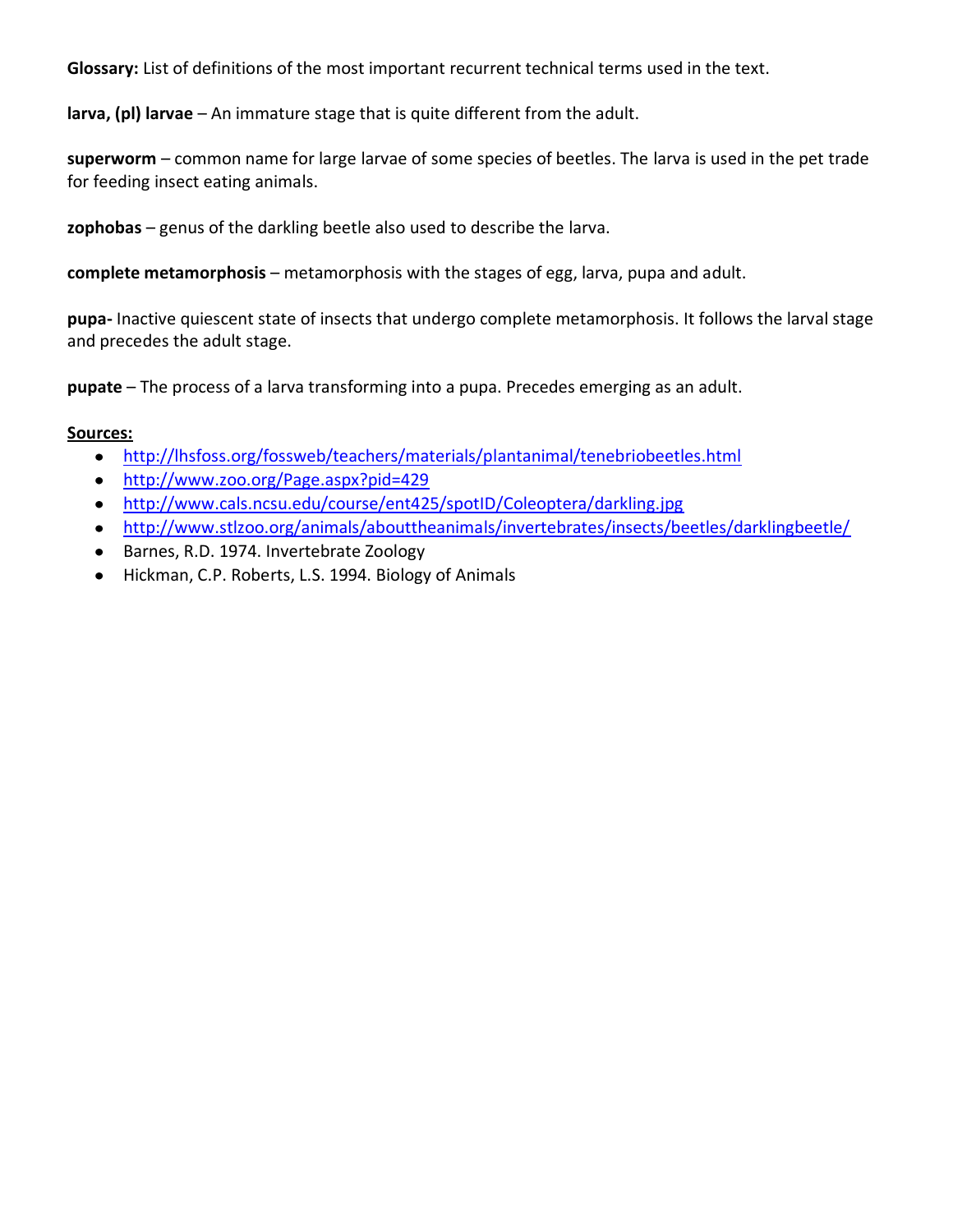**Glossary:** List of definitions of the most important recurrent technical terms used in the text.

**larva, (pl) larvae** – An immature stage that is quite different from the adult.

**superworm** – common name for large larvae of some species of beetles. The larva is used in the pet trade for feeding insect eating animals.

**zophobas** – genus of the darkling beetle also used to describe the larva.

**complete metamorphosis** – metamorphosis with the stages of egg, larva, pupa and adult.

**pupa-** Inactive quiescent state of insects that undergo complete metamorphosis. It follows the larval stage and precedes the adult stage.

**pupate** – The process of a larva transforming into a pupa. Precedes emerging as an adult.

**Sources:**

- http://lhsfoss.org/fossweb/teachers/materials/plantanimal/tenebriobeetles.html
- http://www.zoo.org/Page.aspx?pid=429
- http://www.cals.ncsu.edu/course/ent425/spotID/Coleoptera/darkling.jpg
- http://www.stlzoo.org/animals/abouttheanimals/invertebrates/insects/beetles/darklingbeetle/
- Barnes, R.D. 1974. Invertebrate Zoology
- Hickman, C.P. Roberts, L.S. 1994. Biology of Animals